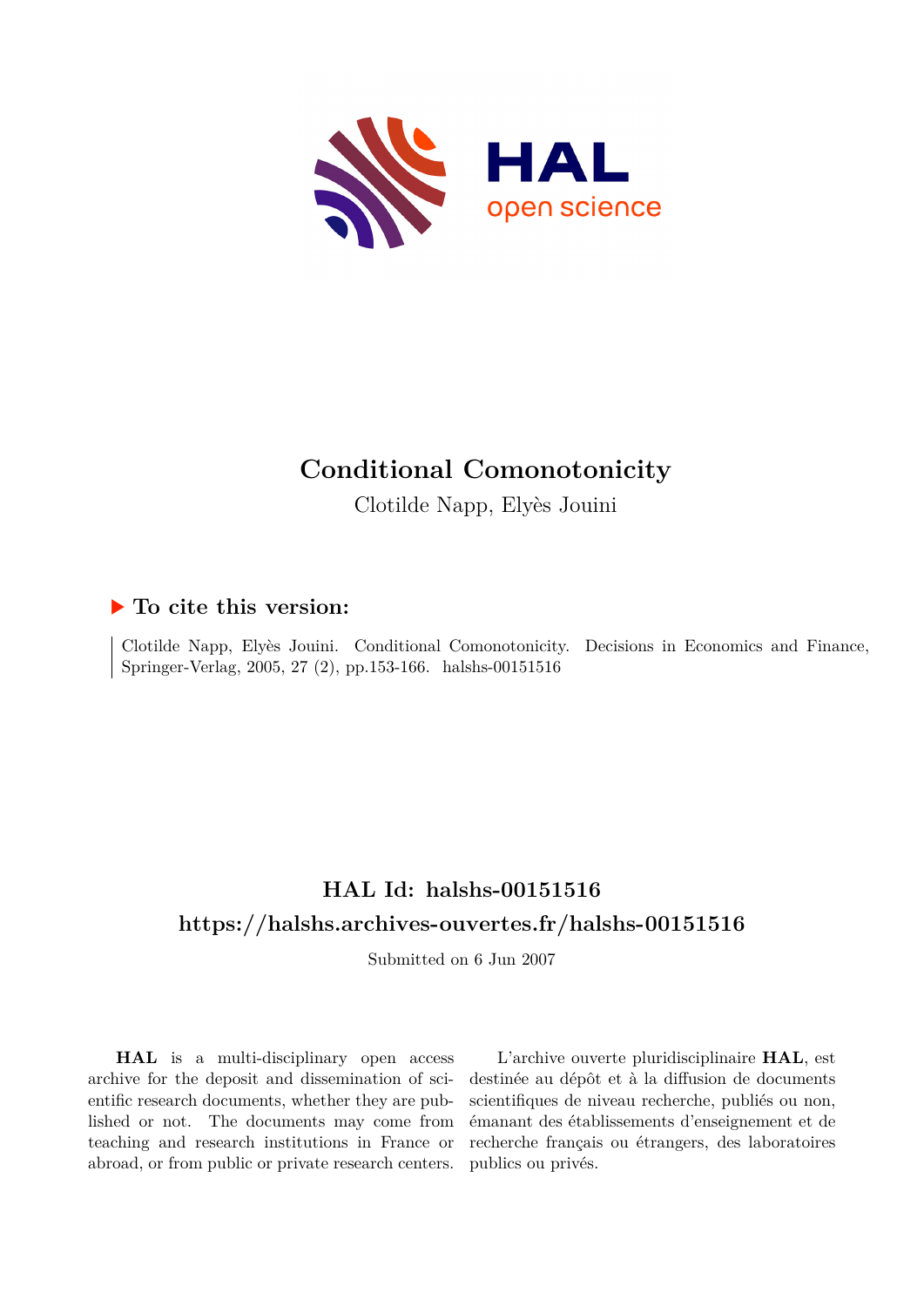# Conditional Comonotonicity

Clotilde Napp, Elyès Jouini

## ▶ To cite this version:

Clotilde Napp, Elyès Jouini. Conditional Comonotonicity. Decisions in Economics and Finance, Springer-Verlag, 2005, 27 (2), pp.153-166. halshs-00151516

## HAL Id: halshs-00151516

## https://halshs.archives-ouvertes.fr/halshs-00151516

Submitted on 6 Jun 2007

**HAL** is a multi-disciplinary open access archive for the deposit and dissemination of scientific research documents, whether they are published or not. The documents may come from teaching and research institutions in France or abroad, or from public or private research centers.

L'archive ouverte pluridisciplinaire **HAL**, est destinée au dépôt et à la diffusion de documents scientifiques de niveau recherche, publiés ou non, émanant des établissements d'enseignement et de recherche français ou étrangers, des laboratoires publics ou privés.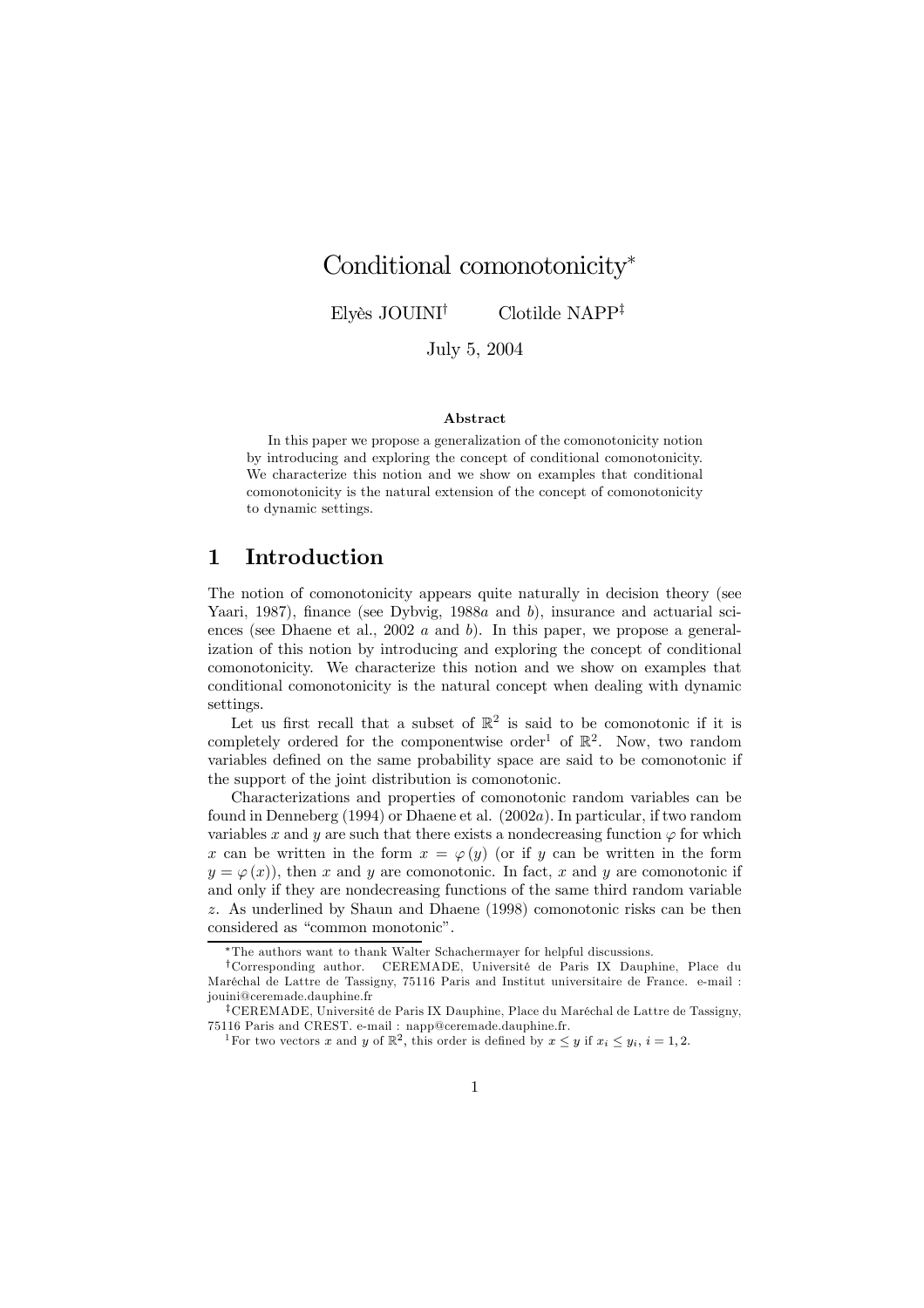# Conditional comonotonicity*

Elyès JOUINI[†] Clotilde NAPP[‡]

July 5, 2004

**Abstract**

In this paper we propose a generalization of the comonotonicity notion by introducing and exploring the concept of conditional comonotonicity. We characterize this notion and we show on examples that conditional comonotonicity is the natural extension of the concept of comonotonicity to dynamic settings.

## 1 Introduction

The notion of comonotonicity appears quite naturally in decision theory (see Yaari, 1987), finance (see Dybvig, 1988*a* and *b*), insurance and actuarial sciences (see Dhaene et al., 2002 *a* and *b*). In this paper, we propose a generalization of this notion by introducing and exploring the concept of conditional comonotonicity. We characterize this notion and we show on examples that conditional comonotonicity is the natural concept when dealing with dynamic settings.

Let us first recall that a subset of $\mathbb{R}^2$ is said to be comonotonic if it is completely ordered for the componentwise order[1] of $\mathbb{R}^2$. Now, two random variables defined on the same probability space are said to be comonotonic if the support of the joint distribution is comonotonic.

Characterizations and properties of comonotonic random variables can be found in Denneberg (1994) or Dhaene et al. (2002*a*). In particular, if two random variables $x$ and $y$ are such that there exists a nondecreasing function $\varphi$ for which $x$ can be written in the form $x = \varphi(y)$ (or if $y$ can be written in the form $y = \varphi(x)$), then $x$ and $y$ are comonotonic. In fact, $x$ and $y$ are comonotonic if and only if they are nondecreasing functions of the same third random variable $z$. As underlined by Shaun and Dhaene (1998) comonotonic risks can be then considered as "common monotonic".

*The authors want to thank Walter Schachermayer for helpful discussions.

[†]Corresponding author. CEREMADE, Université de Paris IX Dauphine, Place du Maréchal de Lattre de Tassigny, 75116 Paris and Institut universitaire de France. e-mail : jouini@ceremade.dauphine.fr

[‡]CEREMADE, Université de Paris IX Dauphine, Place du Maréchal de Lattre de Tassigny, 75116 Paris and CREST. e-mail : napp@ceremade.dauphine.fr.

[1]For two vectors $x$ and $y$ of $\mathbb{R}^2$, this order is defined by $x \leq y$ if $x_i \leq y_i$, $i = 1, 2$.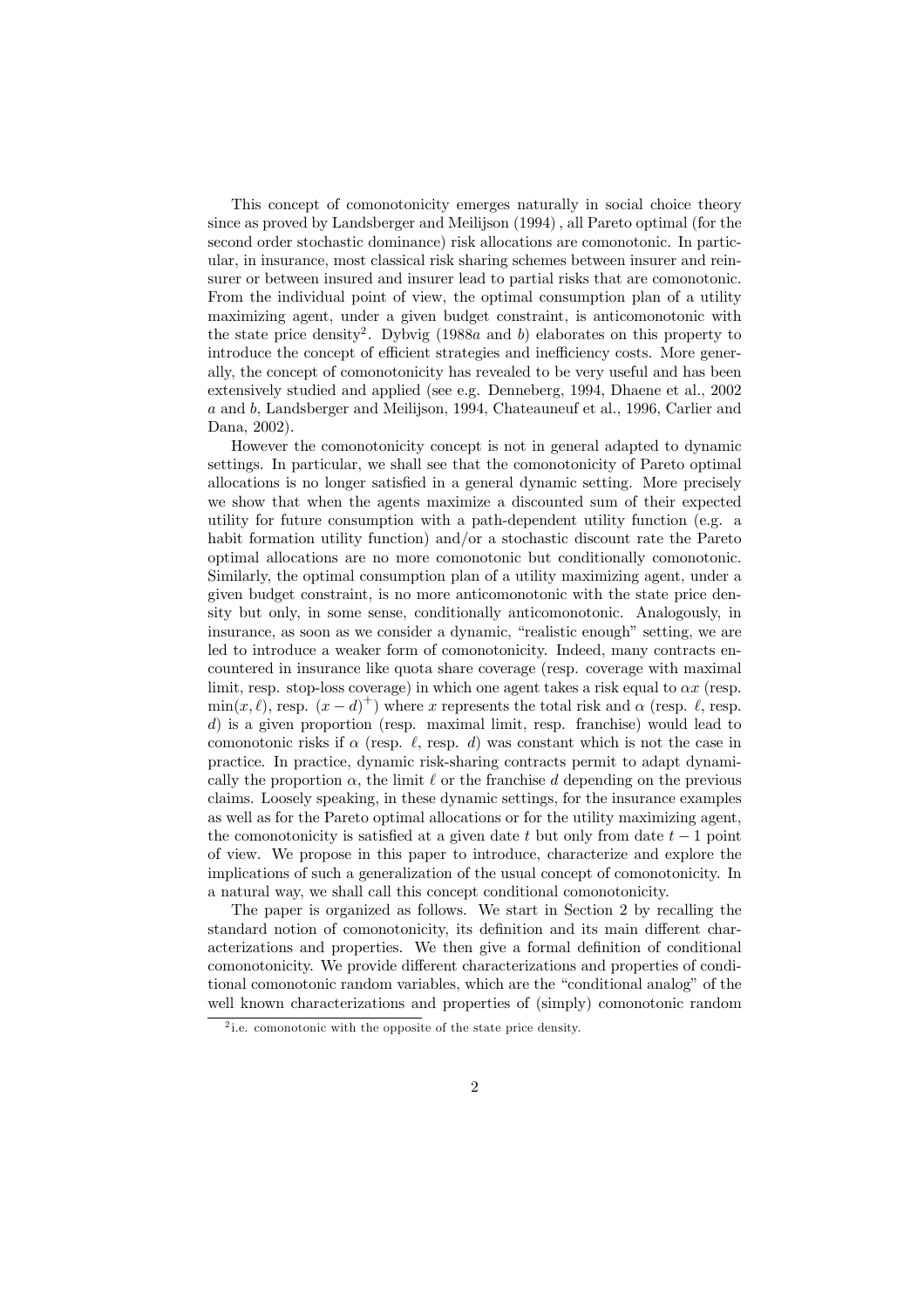This concept of comonotonicity emerges naturally in social choice theory since as proved by Landsberger and Meilijson (1994) , all Pareto optimal (for the second order stochastic dominance) risk allocations are comonotonic. In particular, in insurance, most classical risk sharing schemes between insurer and reinsurer or between insured and insurer lead to partial risks that are comonotonic. From the individual point of view, the optimal consumption plan of a utility maximizing agent, under a given budget constraint, is anticomonotonic with the state price density[2]. Dybvig (1988*a* and *b*) elaborates on this property to introduce the concept of efficient strategies and inefficiency costs. More generally, the concept of comonotonicity has revealed to be very useful and has been extensively studied and applied (see e.g. Denneberg, 1994, Dhaene et al., 2002 *a* and *b*, Landsberger and Meilijson, 1994, Chateauneuf et al., 1996, Carlier and Dana, 2002).

However the comonotonicity concept is not in general adapted to dynamic settings. In particular, we shall see that the comonotonicity of Pareto optimal allocations is no longer satisfied in a general dynamic setting. More precisely we show that when the agents maximize a discounted sum of their expected utility for future consumption with a path-dependent utility function (e.g. a habit formation utility function) and/or a stochastic discount rate the Pareto optimal allocations are no more comonotonic but conditionally comonotonic. Similarly, the optimal consumption plan of a utility maximizing agent, under a given budget constraint, is no more anticomonotonic with the state price density but only, in some sense, conditionally anticomonotonic. Analogously, in insurance, as soon as we consider a dynamic, "realistic enough" setting, we are led to introduce a weaker form of comonotonicity. Indeed, many contracts encountered in insurance like quota share coverage (resp. coverage with maximal limit, resp. stop-loss coverage) in which one agent takes a risk equal to $\alpha x$ (resp. $\min(x, \ell)$, resp. $(x-d)^+$) where $x$ represents the total risk and $\alpha$ (resp. $\ell$, resp. $d$) is a given proportion (resp. maximal limit, resp. franchise) would lead to comonotonic risks if $\alpha$ (resp. $\ell$, resp. $d$) was constant which is not the case in practice. In practice, dynamic risk-sharing contracts permit to adapt dynamically the proportion $\alpha$, the limit $\ell$ or the franchise $d$ depending on the previous claims. Loosely speaking, in these dynamic settings, for the insurance examples as well as for the Pareto optimal allocations or for the utility maximizing agent, the comonotonicity is satisfied at a given date $t$ but only from date $t-1$ point of view. We propose in this paper to introduce, characterize and explore the implications of such a generalization of the usual concept of comonotonicity. In a natural way, we shall call this concept conditional comonotonicity.

The paper is organized as follows. We start in Section 2 by recalling the standard notion of comonotonicity, its definition and its main different characterizations and properties. We then give a formal definition of conditional comonotonicity. We provide different characterizations and properties of conditional comonotonic random variables, which are the "conditional analog" of the well known characterizations and properties of (simply) comonotonic random

[2] i.e. comonotonic with the opposite of the state price density.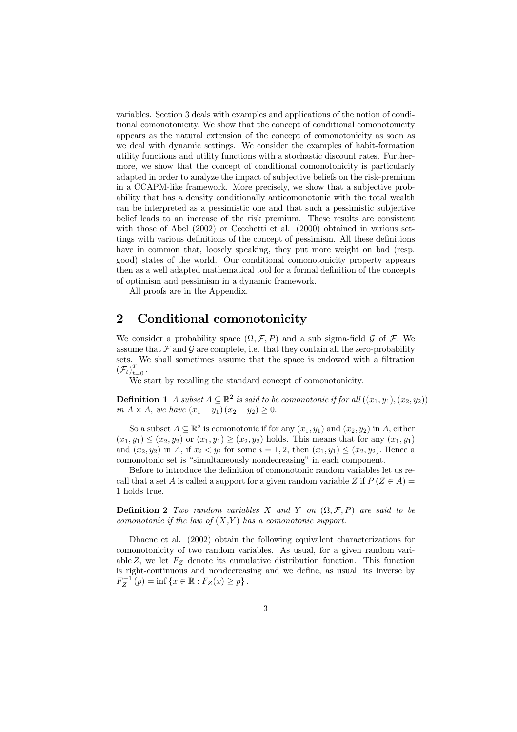variables. Section 3 deals with examples and applications of the notion of conditional comonotonicity. We show that the concept of conditional comonotonicity appears as the natural extension of the concept of comonotonicity as soon as we deal with dynamic settings. We consider the examples of habit-formation utility functions and utility functions with a stochastic discount rates. Furthermore, we show that the concept of conditional comonotonicity is particularly adapted in order to analyze the impact of subjective beliefs on the risk-premium in a CCAPM-like framework. More precisely, we show that a subjective probability that has a density conditionally anticomonotonic with the total wealth can be interpreted as a pessimistic one and that such a pessimistic subjective belief leads to an increase of the risk premium. These results are consistent with those of Abel (2002) or Cecchetti et al. (2000) obtained in various settings with various definitions of the concept of pessimism. All these definitions have in common that, loosely speaking, they put more weight on bad (resp. good) states of the world. Our conditional comonotonicity property appears then as a well adapted mathematical tool for a formal definition of the concepts of optimism and pessimism in a dynamic framework.

All proofs are in the Appendix.

## 2 Conditional comonotonicity

We consider a probability space $(\Omega, \mathcal{F}, P)$ and a sub sigma-field $\mathcal{G}$ of $\mathcal{F}$. We assume that $\mathcal{F}$ and $\mathcal{G}$ are complete, i.e. that they contain all the zero-probability sets. We shall sometimes assume that the space is endowed with a filtration $(\mathcal{F}_t)_{t=0}^{T}$.

We start by recalling the standard concept of comonotonicity.

**Definition 1** *A subset $A \subseteq \mathbb{R}^2$ is said to be comonotonic if for all $((x_1, y_1), (x_2, y_2))$ in $A \times A$, we have $(x_1 - y_1)(x_2 - y_2) \geq 0$.*

So a subset $A \subseteq \mathbb{R}^2$ is comonotonic if for any $(x_1, y_1)$ and $(x_2, y_2)$ in $A$, either $(x_1, y_1) \leq (x_2, y_2)$ or $(x_1, y_1) \geq (x_2, y_2)$ holds. This means that for any $(x_1, y_1)$ and $(x_2, y_2)$ in $A$, if $x_i < y_i$ for some $i = 1, 2$, then $(x_1, y_1) \leq (x_2, y_2)$. Hence a comonotonic set is "simultaneously nondecreasing" in each component.

Before to introduce the definition of comonotonic random variables let us recall that a set $A$ is called a support for a given random variable $Z$ if $P(Z \in A) = 1$ holds true.

**Definition 2** *Two random variables $X$ and $Y$ on $(\Omega, \mathcal{F}, P)$ are said to be comonotonic if the law of $(X,Y)$ has a comonotonic support.*

Dhaene et al. (2002) obtain the following equivalent characterizations for comonotonicity of two random variables. As usual, for a given random variable $Z$, we let $F_Z$ denote its cumulative distribution function. This function is right-continuous and nondecreasing and we define, as usual, its inverse by $F_Z^{-1}(p) = \inf \{x \in \mathbb{R} : F_Z(x) \geq p\}$.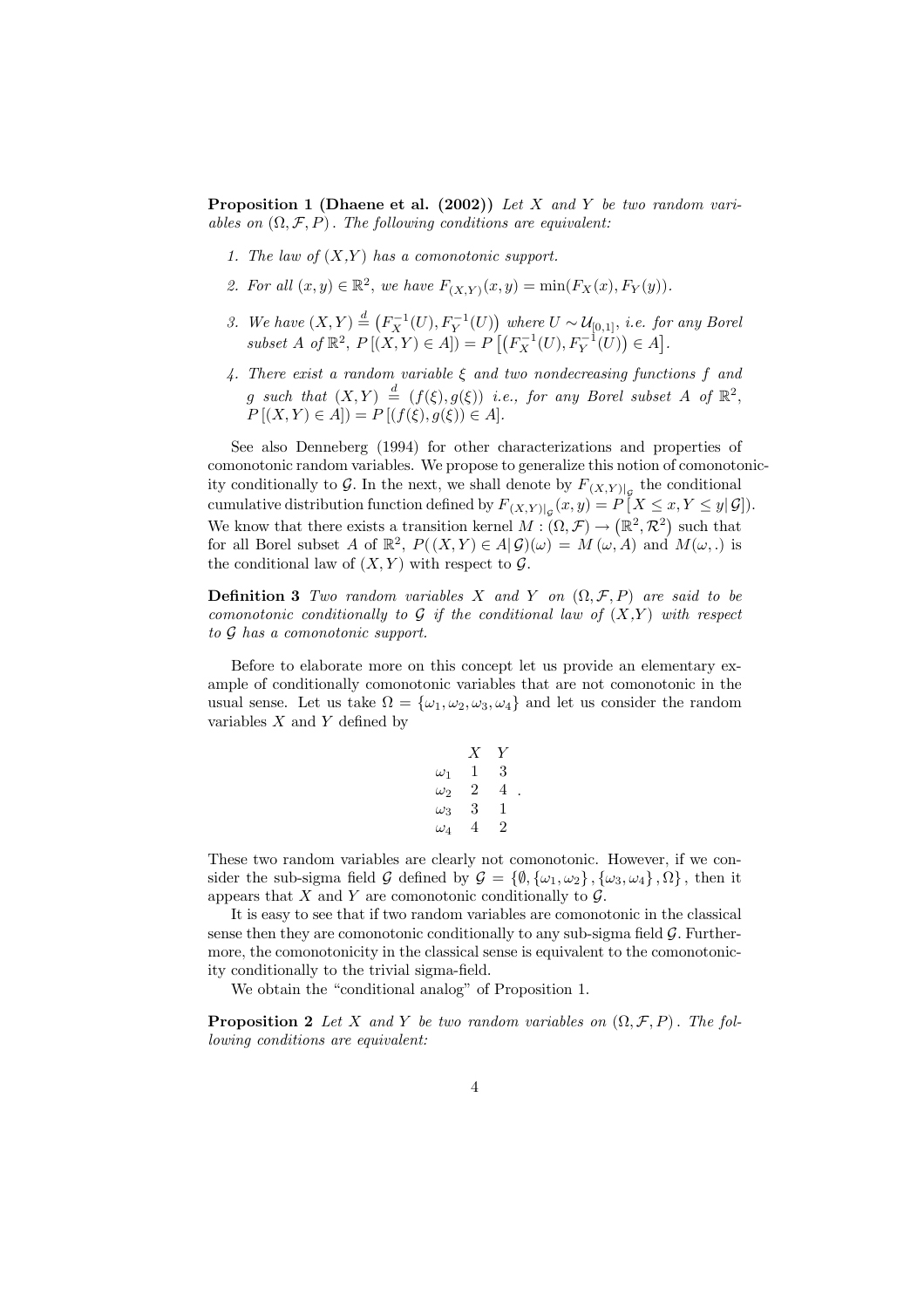**Proposition 1 (Dhaene et al. (2002))** *Let $X$ and $Y$ be two random variables on $(\Omega, \mathcal{F}, P)$. The following conditions are equivalent:*

1. *The law of $(X,Y)$ has a comonotonic support.*
2. *For all $(x, y) \in \mathbb{R}^2$, we have $F_{(X,Y)}(x, y) = \min(F_X(x), F_Y(y))$.*
3. *We have $(X, Y) \stackrel{d}{=} \left(F_X^{-1}(U), F_Y^{-1}(U)\right)$ where $U \sim \mathcal{U}_{[0,1]}$, i.e. for any Borel subset $A$ of $\mathbb{R}^2$, $P[(X, Y) \in A]) = P\left[\left(F_X^{-1}(U), F_Y^{-1}(U)\right) \in A\right]$.*
4. *There exist a random variable $\xi$ and two nondecreasing functions $f$ and $g$ such that $(X, Y) \stackrel{d}{=} (f(\xi), g(\xi))$ i.e., for any Borel subset $A$ of $\mathbb{R}^2$, $P[(X, Y) \in A]) = P[(f(\xi), g(\xi)) \in A]$.*

See also Denneberg (1994) for other characterizations and properties of comonotonic random variables. We propose to generalize this notion of comonotonicity conditionally to $\mathcal{G}$. In the next, we shall denote by $F_{(X,Y)|_{\mathcal{G}}}$ the conditional cumulative distribution function defined by $F_{(X,Y)|_{\mathcal{G}}}(x, y) = P[X \leq x, Y \leq y| \mathcal{G}])$. We know that there exists a transition kernel $M : (\Omega, \mathcal{F}) \to \left(\mathbb{R}^2, \mathcal{R}^2\right)$ such that for all Borel subset $A$ of $\mathbb{R}^2$, $P((X, Y) \in A| \mathcal{G})(\omega) = M(\omega, A)$ and $M(\omega, .)$ is the conditional law of $(X, Y)$ with respect to $\mathcal{G}$.

**Definition 3** *Two random variables $X$ and $Y$ on $(\Omega, \mathcal{F}, P)$ are said to be comonotonic conditionally to $\mathcal{G}$ if the conditional law of $(X,Y)$ with respect to $\mathcal{G}$ has a comonotonic support.*

Before to elaborate more on this concept let us provide an elementary example of conditionally comonotonic variables that are not comonotonic in the usual sense. Let us take $\Omega = \{\omega_1, \omega_2, \omega_3, \omega_4\}$ and let us consider the random variables $X$ and $Y$ defined by

|  | $X$ | $Y$ |
|---|---|---|
| $\omega_1$ | 1 | 3 |
| $\omega_2$ | 2 | 4 |
| $\omega_3$ | 3 | 1 |
| $\omega_4$ | 4 | 2 |

These two random variables are clearly not comonotonic. However, if we consider the sub-sigma field $\mathcal{G}$ defined by $\mathcal{G} = \{\emptyset, \{\omega_1, \omega_2\}, \{\omega_3, \omega_4\}, \Omega\}$, then it appears that $X$ and $Y$ are comonotonic conditionally to $\mathcal{G}$.

It is easy to see that if two random variables are comonotonic in the classical sense then they are comonotonic conditionally to any sub-sigma field $\mathcal{G}$. Furthermore, the comonotonicity in the classical sense is equivalent to the comonotonicity conditionally to the trivial sigma-field.

We obtain the "conditional analog" of Proposition 1.

**Proposition 2** *Let $X$ and $Y$ be two random variables on $(\Omega, \mathcal{F}, P)$. The following conditions are equivalent:*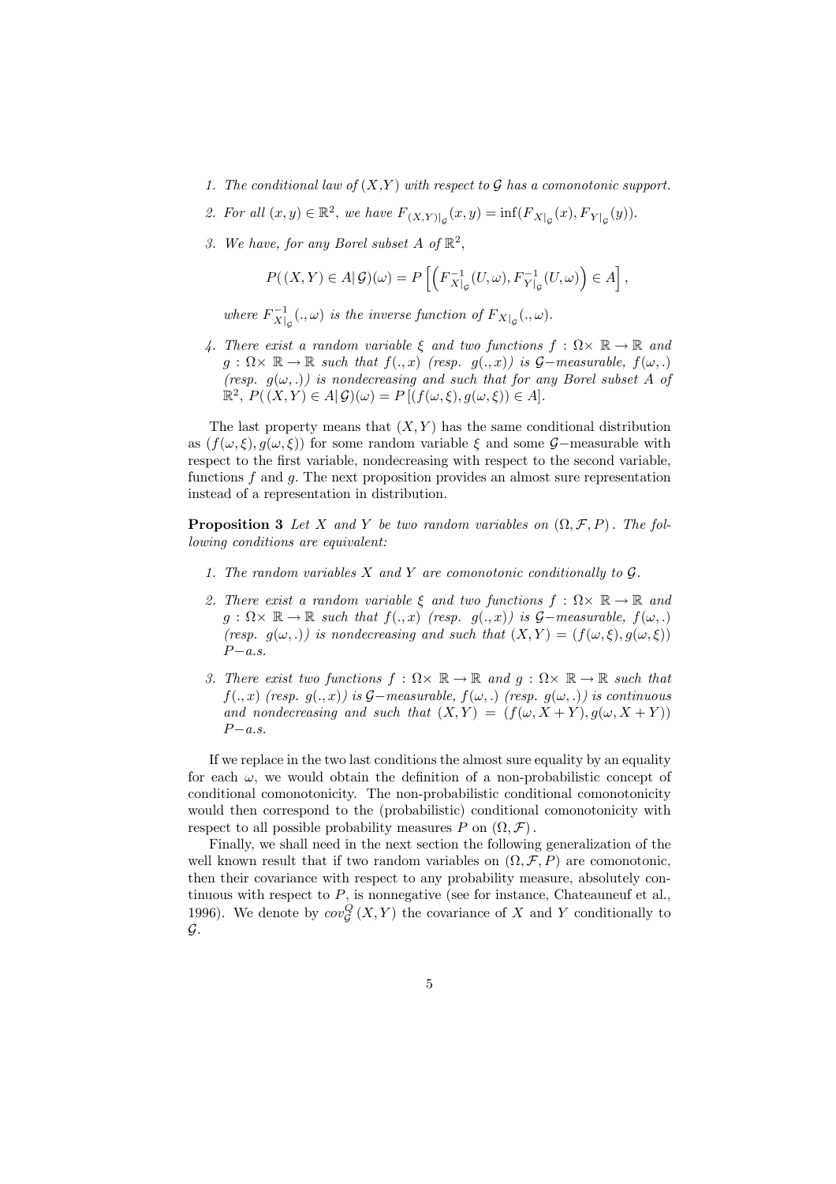1. *The conditional law of* $(X,Y)$ *with respect to* $\mathcal{G}$ *has a comonotonic support.*

2. *For all* $(x,y) \in \mathbb{R}^2$, *we have* $F_{(X,Y)|_{\mathcal{G}}}(x,y) = \inf(F_{X|_{\mathcal{G}}}(x), F_{Y|_{\mathcal{G}}}(y))$.

3. *We have, for any Borel subset* $A$ *of* $\mathbb{R}^2$,

$$P(\,(X,Y) \in A|\,\mathcal{G})(\omega) = P\left[\left(F^{-1}_{X|_{\mathcal{G}}}(U,\omega), F^{-1}_{Y|_{\mathcal{G}}}(U,\omega)\right) \in A\right],$$

*where* $F^{-1}_{X|_{\mathcal{G}}}(.,\omega)$ *is the inverse function of* $F_{X|_{\mathcal{G}}}(.,\omega)$.

4. *There exist a random variable* $\xi$ *and two functions* $f : \Omega\times\, \mathbb{R} \to \mathbb{R}$ *and* $g : \Omega\times\, \mathbb{R} \to \mathbb{R}$ *such that* $f(.,x)$ *(resp.* $g(.,x)$*) is* $\mathcal{G}-$*measurable,* $f(\omega,.)$ *(resp.* $g(\omega,.)$*) is nondecreasing and such that for any Borel subset* $A$ *of* $\mathbb{R}^2$, $P(\,(X,Y) \in A|\,\mathcal{G})(\omega) = P\left[(f(\omega,\xi), g(\omega,\xi)) \in A\right]$.

The last property means that $(X,Y)$ has the same conditional distribution as $(f(\omega,\xi), g(\omega,\xi))$ for some random variable $\xi$ and some $\mathcal{G}-$measurable with respect to the first variable, nondecreasing with respect to the second variable, functions $f$ and $g$. The next proposition provides an almost sure representation instead of a representation in distribution.

**Proposition 3** *Let* $X$ *and* $Y$ *be two random variables on* $(\Omega,\mathcal{F},P)$. *The following conditions are equivalent:*

1. *The random variables* $X$ *and* $Y$ *are comonotonic conditionally to* $\mathcal{G}$.

2. *There exist a random variable* $\xi$ *and two functions* $f : \Omega\times\, \mathbb{R} \to \mathbb{R}$ *and* $g : \Omega\times\, \mathbb{R} \to \mathbb{R}$ *such that* $f(.,x)$ *(resp.* $g(.,x)$*) is* $\mathcal{G}-$*measurable,* $f(\omega,.)$ *(resp.* $g(\omega,.)$*) is nondecreasing and such that* $(X,Y) = (f(\omega,\xi), g(\omega,\xi))$ $P-$*a.s.*

3. *There exist two functions* $f : \Omega\times\, \mathbb{R} \to \mathbb{R}$ *and* $g : \Omega\times\, \mathbb{R} \to \mathbb{R}$ *such that* $f(.,x)$ *(resp.* $g(.,x)$*) is* $\mathcal{G}-$*measurable,* $f(\omega,.)$ *(resp.* $g(\omega,.)$*) is continuous and nondecreasing and such that* $(X,Y) = (f(\omega,X+Y), g(\omega,X+Y))$ $P-$*a.s.*

If we replace in the two last conditions the almost sure equality by an equality for each $\omega$, we would obtain the definition of a non-probabilistic concept of conditional comonotonicity. The non-probabilistic conditional comonotonicity would then correspond to the (probabilistic) conditional comonotonicity with respect to all possible probability measures $P$ on $(\Omega,\mathcal{F})$.

Finally, we shall need in the next section the following generalization of the well known result that if two random variables on $(\Omega,\mathcal{F},P)$ are comonotonic, then their covariance with respect to any probability measure, absolutely continuous with respect to $P$, is nonnegative (see for instance, Chateauneuf et al., 1996). We denote by $cov^Q_{\mathcal{G}}(X,Y)$ the covariance of $X$ and $Y$ conditionally to $\mathcal{G}$.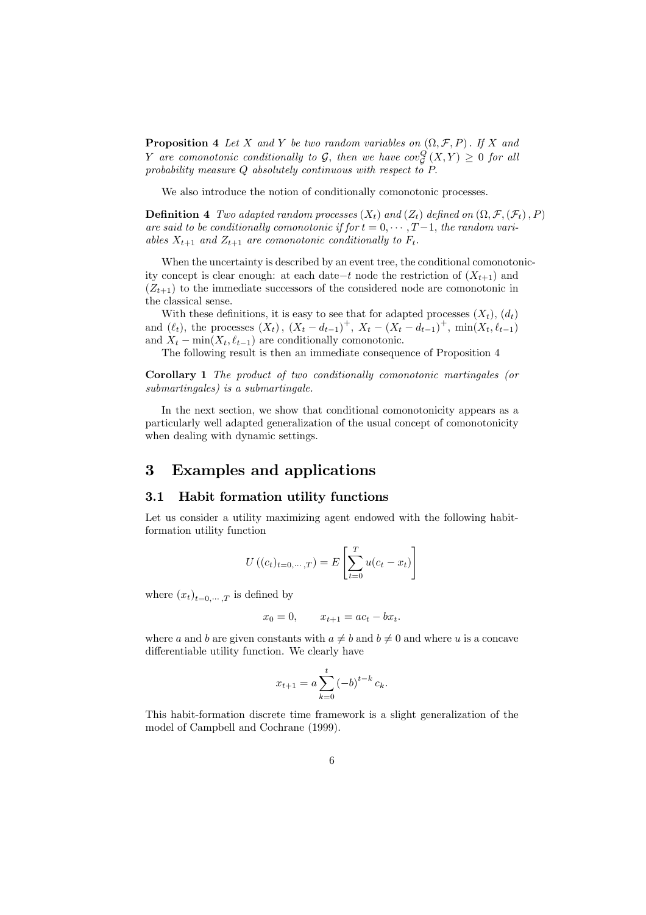**Proposition 4** *Let $X$ and $Y$ be two random variables on $(\Omega, \mathcal{F}, P)$. If $X$ and $Y$ are comonotonic conditionally to $\mathcal{G}$, then we have $cov^Q_{\mathcal{G}}(X,Y) \geq 0$ for all probability measure $Q$ absolutely continuous with respect to $P$.*

We also introduce the notion of conditionally comonotonic processes.

**Definition 4** *Two adapted random processes $(X_t)$ and $(Z_t)$ defined on $(\Omega, \mathcal{F}, (\mathcal{F}_t), P)$ are said to be conditionally comonotonic if for $t = 0, \cdots, T-1$, the random variables $X_{t+1}$ and $Z_{t+1}$ are comonotonic conditionally to $F_t$.*

When the uncertainty is described by an event tree, the conditional comonotonicity concept is clear enough: at each date$-t$ node the restriction of $(X_{t+1})$ and $(Z_{t+1})$ to the immediate successors of the considered node are comonotonic in the classical sense.

With these definitions, it is easy to see that for adapted processes $(X_t)$, $(d_t)$ and $(\ell_t)$, the processes $(X_t)$, $(X_t - d_{t-1})^+$, $X_t - (X_t - d_{t-1})^+$, $\min(X_t, \ell_{t-1})$ and $X_t - \min(X_t, \ell_{t-1})$ are conditionally comonotonic.

The following result is then an immediate consequence of Proposition 4

**Corollary 1** *The product of two conditionally comonotonic martingales (or submartingales) is a submartingale.*

In the next section, we show that conditional comonotonicity appears as a particularly well adapted generalization of the usual concept of comonotonicity when dealing with dynamic settings.

# 3 Examples and applications

## 3.1 Habit formation utility functions

Let us consider a utility maximizing agent endowed with the following habit-formation utility function

$$U\left((c_t)_{t=0,\cdots,T}\right) = E\left[\sum_{t=0}^{T} u(c_t - x_t)\right]$$

where $(x_t)_{t=0,\cdots,T}$ is defined by

$$x_0 = 0, \qquad x_{t+1} = ac_t - bx_t.$$

where $a$ and $b$ are given constants with $a \neq b$ and $b \neq 0$ and where $u$ is a concave differentiable utility function. We clearly have

$$x_{t+1} = a \sum_{k=0}^{t} (-b)^{t-k} c_k.$$

This habit-formation discrete time framework is a slight generalization of the model of Campbell and Cochrane (1999).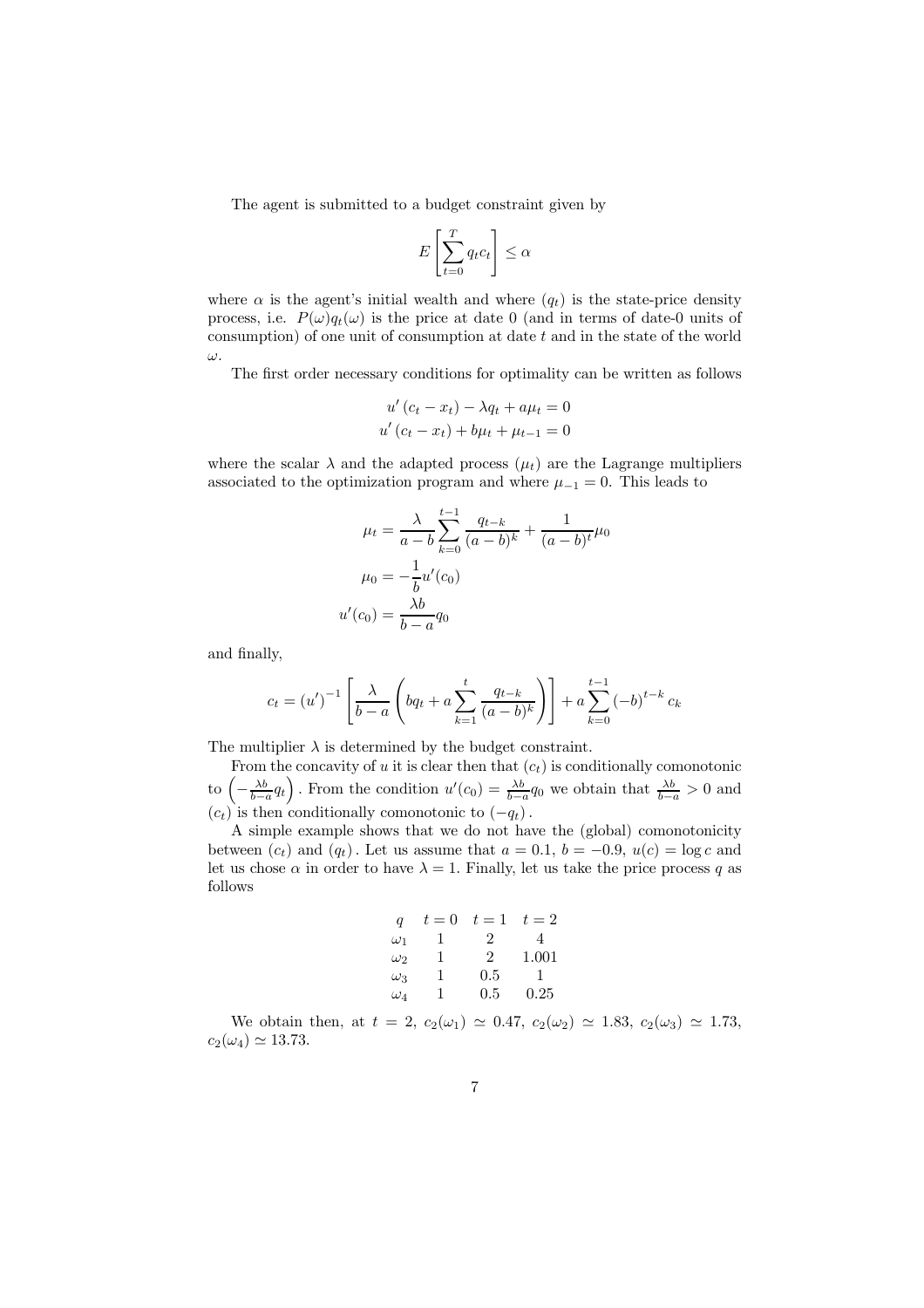The agent is submitted to a budget constraint given by

$$E\left[\sum_{t=0}^{T} q_t c_t\right] \leq \alpha$$

where $\alpha$ is the agent's initial wealth and where $(q_t)$ is the state-price density process, i.e. $P(\omega)q_t(\omega)$ is the price at date 0 (and in terms of date-0 units of consumption) of one unit of consumption at date $t$ and in the state of the world $\omega$.

The first order necessary conditions for optimality can be written as follows

$$u'(c_t - x_t) - \lambda q_t + a\mu_t = 0$$
$$u'(c_t - x_t) + b\mu_t + \mu_{t-1} = 0$$

where the scalar $\lambda$ and the adapted process $(\mu_t)$ are the Lagrange multipliers associated to the optimization program and where $\mu_{-1} = 0$. This leads to

$$\mu_t = \frac{\lambda}{a-b}\sum_{k=0}^{t-1}\frac{q_{t-k}}{(a-b)^k} + \frac{1}{(a-b)^t}\mu_0$$
$$\mu_0 = -\frac{1}{b}u'(c_0)$$
$$u'(c_0) = \frac{\lambda b}{b-a}q_0$$

and finally,

$$c_t = (u')^{-1}\left[\frac{\lambda}{b-a}\left(bq_t + a\sum_{k=1}^{t}\frac{q_{t-k}}{(a-b)^k}\right)\right] + a\sum_{k=0}^{t-1}(-b)^{t-k}c_k$$

The multiplier $\lambda$ is determined by the budget constraint.

From the concavity of $u$ it is clear then that $(c_t)$ is conditionally comonotonic to $\left(-\frac{\lambda b}{b-a}q_t\right)$. From the condition $u'(c_0) = \frac{\lambda b}{b-a}q_0$ we obtain that $\frac{\lambda b}{b-a} > 0$ and $(c_t)$ is then conditionally comonotonic to $(-q_t)$.

A simple example shows that we do not have the (global) comonotonicity between $(c_t)$ and $(q_t)$. Let us assume that $a = 0.1$, $b = -0.9$, $u(c) = \log c$ and let us chose $\alpha$ in order to have $\lambda = 1$. Finally, let us take the price process $q$ as follows

| $q$ | $t=0$ | $t=1$ | $t=2$ |
|---|---|---|---|
| $\omega_1$ | 1 | 2 | 4 |
| $\omega_2$ | 1 | 2 | 1.001 |
| $\omega_3$ | 1 | 0.5 | 1 |
| $\omega_4$ | 1 | 0.5 | 0.25 |

We obtain then, at $t = 2$, $c_2(\omega_1) \simeq 0.47$, $c_2(\omega_2) \simeq 1.83$, $c_2(\omega_3) \simeq 1.73$, $c_2(\omega_4) \simeq 13.73$.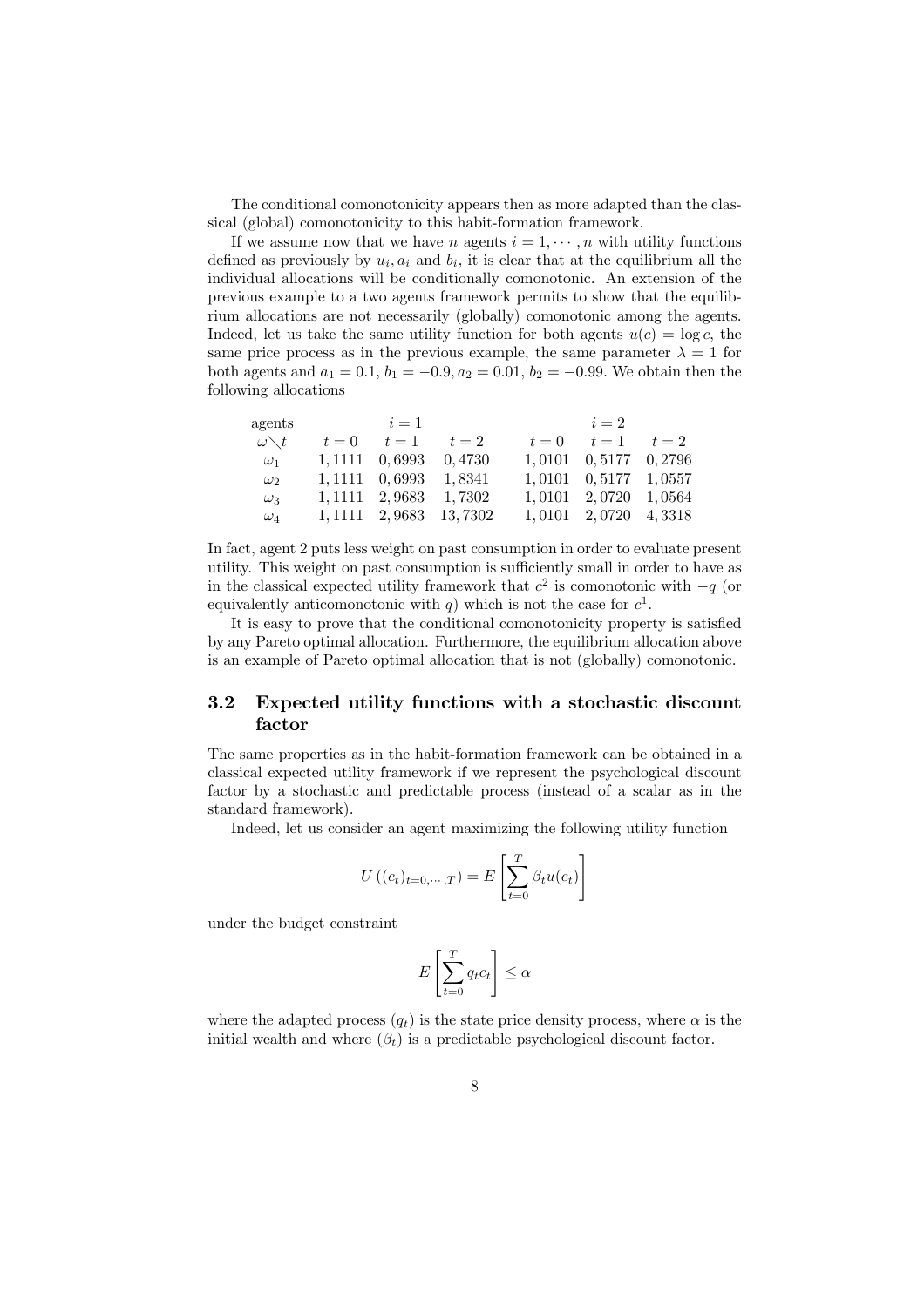The conditional comonotonicity appears then as more adapted than the classical (global) comonotonicity to this habit-formation framework.

If we assume now that we have $n$ agents $i = 1, \cdots, n$ with utility functions defined as previously by $u_i, a_i$ and $b_i$, it is clear that at the equilibrium all the individual allocations will be conditionally comonotonic. An extension of the previous example to a two agents framework permits to show that the equilibrium allocations are not necessarily (globally) comonotonic among the agents. Indeed, let us take the same utility function for both agents $u(c) = \log c$, the same price process as in the previous example, the same parameter $\lambda = 1$ for both agents and $a_1 = 0.1$, $b_1 = -0.9$, $a_2 = 0.01$, $b_2 = -0.99$. We obtain then the following allocations

| agents | | $i = 1$ | | | $i = 2$ | |
|---|---|---|---|---|---|---|
| $\omega \diagdown t$ | $t = 0$ | $t = 1$ | $t = 2$ | $t = 0$ | $t = 1$ | $t = 2$ |
| $\omega_1$ | 1, 1111 | 0, 6993 | 0, 4730 | 1, 0101 | 0, 5177 | 0, 2796 |
| $\omega_2$ | 1, 1111 | 0, 6993 | 1, 8341 | 1, 0101 | 0, 5177 | 1, 0557 |
| $\omega_3$ | 1, 1111 | 2, 9683 | 1, 7302 | 1, 0101 | 2, 0720 | 1, 0564 |
| $\omega_4$ | 1, 1111 | 2, 9683 | 13, 7302 | 1, 0101 | 2, 0720 | 4, 3318 |

In fact, agent 2 puts less weight on past consumption in order to evaluate present utility. This weight on past consumption is sufficiently small in order to have as in the classical expected utility framework that $c^2$ is comonotonic with $-q$ (or equivalently anticomonotonic with $q$) which is not the case for $c^1$.

It is easy to prove that the conditional comonotonicity property is satisfied by any Pareto optimal allocation. Furthermore, the equilibrium allocation above is an example of Pareto optimal allocation that is not (globally) comonotonic.

### 3.2 Expected utility functions with a stochastic discount factor

The same properties as in the habit-formation framework can be obtained in a classical expected utility framework if we represent the psychological discount factor by a stochastic and predictable process (instead of a scalar as in the standard framework).

Indeed, let us consider an agent maximizing the following utility function

$$U\left((c_t)_{t=0,\cdots,T}\right) = E\left[\sum_{t=0}^{T} \beta_t u(c_t)\right]$$

under the budget constraint

$$E\left[\sum_{t=0}^{T} q_t c_t\right] \leq \alpha$$

where the adapted process $(q_t)$ is the state price density process, where $\alpha$ is the initial wealth and where $(\beta_t)$ is a predictable psychological discount factor.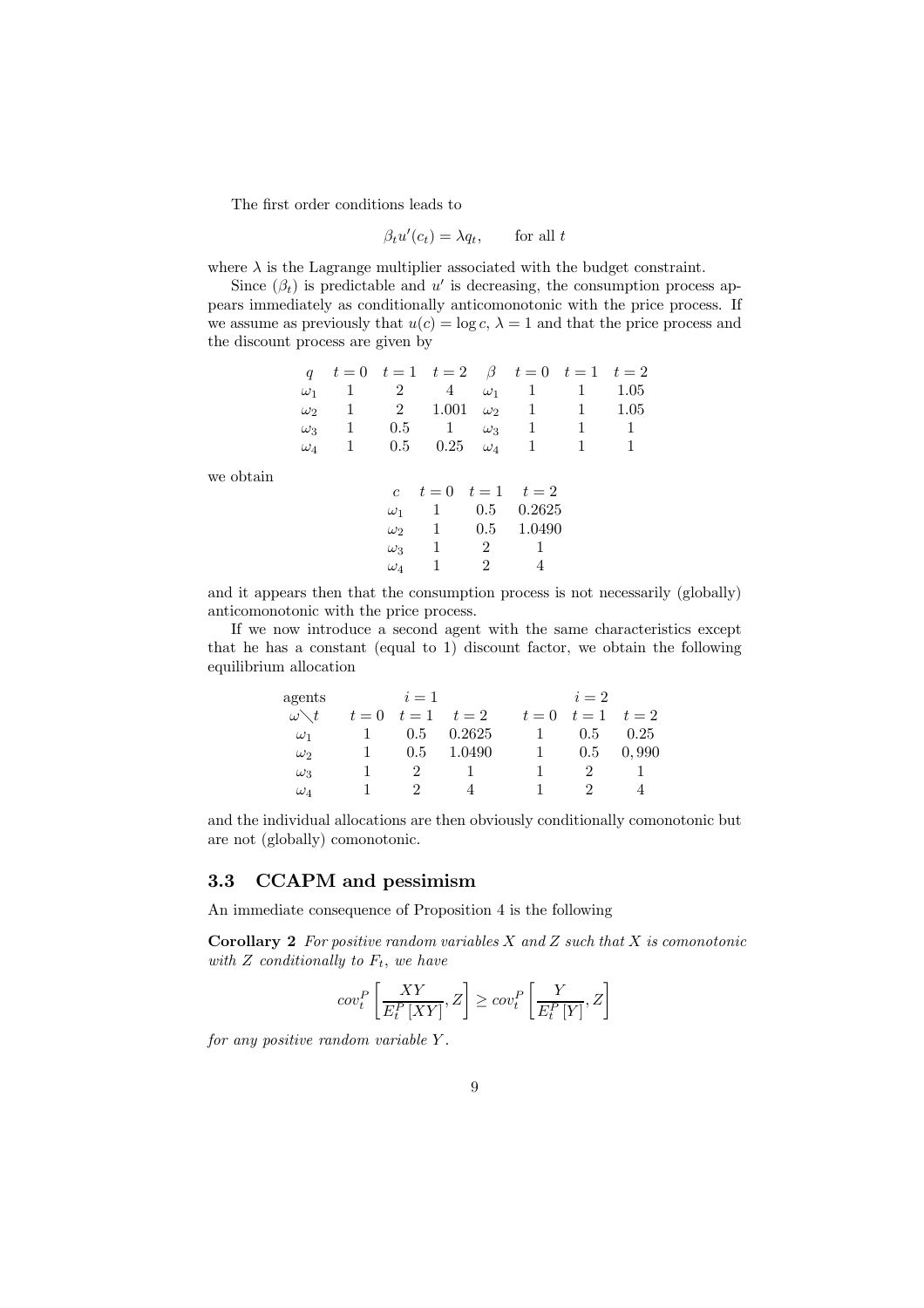The first order conditions leads to

$$\beta_t u'(c_t) = \lambda q_t, \qquad \text{for all } t$$

where $\lambda$ is the Lagrange multiplier associated with the budget constraint.

Since $(\beta_t)$ is predictable and $u'$ is decreasing, the consumption process appears immediately as conditionally anticomonotonic with the price process. If we assume as previously that $u(c) = \log c$, $\lambda = 1$ and that the price process and the discount process are given by

| $q$ | $t=0$ | $t=1$ | $t=2$ | $\beta$ | $t=0$ | $t=1$ | $t=2$ |
|---|---|---|---|---|---|---|---|
| $\omega_1$ | 1 | 2 | 4 | $\omega_1$ | 1 | 1 | 1.05 |
| $\omega_2$ | 1 | 2 | 1.001 | $\omega_2$ | 1 | 1 | 1.05 |
| $\omega_3$ | 1 | 0.5 | 1 | $\omega_3$ | 1 | 1 | 1 |
| $\omega_4$ | 1 | 0.5 | 0.25 | $\omega_4$ | 1 | 1 | 1 |

we obtain

| $c$ | $t=0$ | $t=1$ | $t=2$ |
|---|---|---|---|
| $\omega_1$ | 1 | 0.5 | 0.2625 |
| $\omega_2$ | 1 | 0.5 | 1.0490 |
| $\omega_3$ | 1 | 2 | 1 |
| $\omega_4$ | 1 | 2 | 4 |

and it appears then that the consumption process is not necessarily (globally) anticomonotonic with the price process.

If we now introduce a second agent with the same characteristics except that he has a constant (equal to 1) discount factor, we obtain the following equilibrium allocation

| agents | $i=1$ | | | $i=2$ | | |
|---|---|---|---|---|---|---|
| $\omega \diagdown t$ | $t=0$ | $t=1$ | $t=2$ | $t=0$ | $t=1$ | $t=2$ |
| $\omega_1$ | 1 | 0.5 | 0.2625 | 1 | 0.5 | 0.25 |
| $\omega_2$ | 1 | 0.5 | 1.0490 | 1 | 0.5 | 0,990 |
| $\omega_3$ | 1 | 2 | 1 | 1 | 2 | 1 |
| $\omega_4$ | 1 | 2 | 4 | 1 | 2 | 4 |

and the individual allocations are then obviously conditionally comonotonic but are not (globally) comonotonic.

### 3.3 CCAPM and pessimism

An immediate consequence of Proposition 4 is the following

**Corollary 2** *For positive random variables $X$ and $Z$ such that $X$ is comonotonic with $Z$ conditionally to $F_t$, we have*

$$cov_t^P\left[\frac{XY}{E_t^P[XY]}, Z\right] \geq cov_t^P\left[\frac{Y}{E_t^P[Y]}, Z\right]$$

*for any positive random variable $Y$.*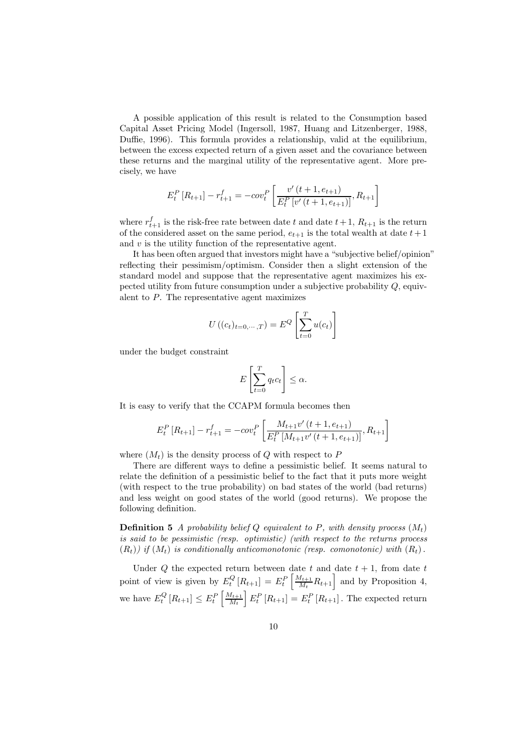A possible application of this result is related to the Consumption based Capital Asset Pricing Model (Ingersoll, 1987, Huang and Litzenberger, 1988, Duffie, 1996). This formula provides a relationship, valid at the equilibrium, between the excess expected return of a given asset and the covariance between these returns and the marginal utility of the representative agent. More precisely, we have

$$E_t^P\left[R_{t+1}\right] - r_{t+1}^f = -cov_t^P\left[\frac{v'\left(t+1, e_{t+1}\right)}{E_t^P\left[v'\left(t+1, e_{t+1}\right)\right]}, R_{t+1}\right]$$

where $r_{t+1}^f$ is the risk-free rate between date $t$ and date $t+1$, $R_{t+1}$ is the return of the considered asset on the same period, $e_{t+1}$ is the total wealth at date $t+1$ and $v$ is the utility function of the representative agent.

It has been often argued that investors might have a "subjective belief/opinion" reflecting their pessimism/optimism. Consider then a slight extension of the standard model and suppose that the representative agent maximizes his expected utility from future consumption under a subjective probability $Q$, equivalent to $P$. The representative agent maximizes

$$U\left((c_t)_{t=0,\cdots,T}\right) = E^Q\left[\sum_{t=0}^{T} u(c_t)\right]$$

under the budget constraint

$$E\left[\sum_{t=0}^{T} q_t c_t\right] \leq \alpha.$$

It is easy to verify that the CCAPM formula becomes then

$$E_t^P\left[R_{t+1}\right] - r_{t+1}^f = -cov_t^P\left[\frac{M_{t+1} v'\left(t+1, e_{t+1}\right)}{E_t^P\left[M_{t+1} v'\left(t+1, e_{t+1}\right)\right]}, R_{t+1}\right]$$

where $(M_t)$ is the density process of $Q$ with respect to $P$

There are different ways to define a pessimistic belief. It seems natural to relate the definition of a pessimistic belief to the fact that it puts more weight (with respect to the true probability) on bad states of the world (bad returns) and less weight on good states of the world (good returns). We propose the following definition.

**Definition 5** *A probability belief $Q$ equivalent to $P$, with density process $(M_t)$ is said to be pessimistic (resp. optimistic) (with respect to the returns process $(R_t)$) if $(M_t)$ is conditionally anticomonotonic (resp. comonotonic) with $(R_t)$.*

Under $Q$ the expected return between date $t$ and date $t+1$, from date $t$ point of view is given by $E_t^Q\left[R_{t+1}\right] = E_t^P\left[\frac{M_{t+1}}{M_t} R_{t+1}\right]$ and by Proposition 4, we have $E_t^Q\left[R_{t+1}\right] \leq E_t^P\left[\frac{M_{t+1}}{M_t}\right] E_t^P\left[R_{t+1}\right] = E_t^P\left[R_{t+1}\right]$. The expected return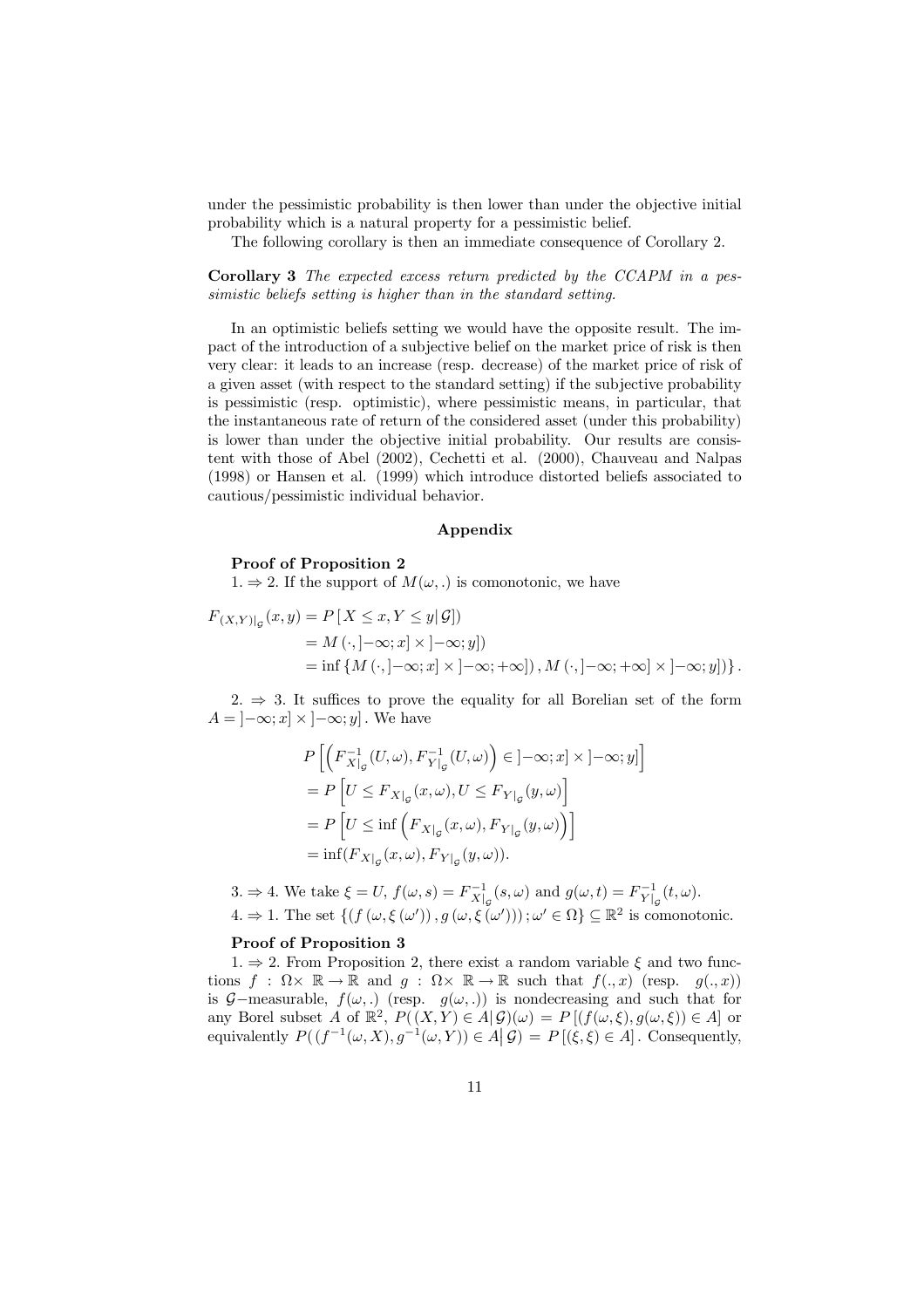under the pessimistic probability is then lower than under the objective initial probability which is a natural property for a pessimistic belief.

The following corollary is then an immediate consequence of Corollary 2.

**Corollary 3** *The expected excess return predicted by the CCAPM in a pessimistic beliefs setting is higher than in the standard setting.*

In an optimistic beliefs setting we would have the opposite result. The impact of the introduction of a subjective belief on the market price of risk is then very clear: it leads to an increase (resp. decrease) of the market price of risk of a given asset (with respect to the standard setting) if the subjective probability is pessimistic (resp. optimistic), where pessimistic means, in particular, that the instantaneous rate of return of the considered asset (under this probability) is lower than under the objective initial probability. Our results are consistent with those of Abel (2002), Cechetti et al. (2000), Chauveau and Nalpas (1998) or Hansen et al. (1999) which introduce distorted beliefs associated to cautious/pessimistic individual behavior.

## Appendix

**Proof of Proposition 2**

1. $\Rightarrow$ 2. If the support of $M(\omega,.)$ is comonotonic, we have

$$\begin{aligned}
F_{(X,Y)|_{\mathcal{G}}}(x,y) &= P\left[X \le x, Y \le y | \mathcal{G}\right]) \\
&= M\left(\cdot, ]-\infty; x] \times ]-\infty; y]\right) \\
&= \inf\left\{M\left(\cdot, ]-\infty; x] \times ]-\infty; +\infty]\right), M\left(\cdot, ]-\infty; +\infty] \times ]-\infty; y]\right)\right\}.
\end{aligned}$$

2. $\Rightarrow$ 3. It suffices to prove the equality for all Borelian set of the form $A = ]-\infty; x] \times ]-\infty; y]$. We have

$$\begin{aligned}
& P\left[\left(F^{-1}_{X|_{\mathcal{G}}}(U,\omega), F^{-1}_{Y|_{\mathcal{G}}}(U,\omega)\right) \in ]-\infty; x] \times ]-\infty; y]\right] \\
&= P\left[U \le F_{X|_{\mathcal{G}}}(x,\omega), U \le F_{Y|_{\mathcal{G}}}(y,\omega)\right] \\
&= P\left[U \le \inf\left(F_{X|_{\mathcal{G}}}(x,\omega), F_{Y|_{\mathcal{G}}}(y,\omega)\right)\right] \\
&= \inf(F_{X|_{\mathcal{G}}}(x,\omega), F_{Y|_{\mathcal{G}}}(y,\omega)).
\end{aligned}$$

3. $\Rightarrow$ 4. We take $\xi = U$, $f(\omega, s) = F^{-1}_{X|_{\mathcal{G}}}(s,\omega)$ and $g(\omega, t) = F^{-1}_{Y|_{\mathcal{G}}}(t,\omega)$.

4. $\Rightarrow$ 1. The set $\{(f(\omega, \xi(\omega')), g(\omega, \xi(\omega'))) ; \omega' \in \Omega\} \subseteq \mathbb{R}^2$ is comonotonic.

**Proof of Proposition 3**

1. $\Rightarrow$ 2. From Proposition 2, there exist a random variable $\xi$ and two functions $f : \Omega \times \mathbb{R} \to \mathbb{R}$ and $g : \Omega \times \mathbb{R} \to \mathbb{R}$ such that $f(.,x)$ (resp. $g(.,x)$) is $\mathcal{G}-$measurable, $f(\omega,.)$ (resp. $g(\omega,.)$) is nondecreasing and such that for any Borel subset $A$ of $\mathbb{R}^2$, $P((X,Y) \in A|\mathcal{G})(\omega) = P[(f(\omega,\xi), g(\omega,\xi)) \in A]$ or equivalently $P((f^{-1}(\omega,X), g^{-1}(\omega,Y)) \in A|\mathcal{G}) = P[(\xi,\xi) \in A]$. Consequently,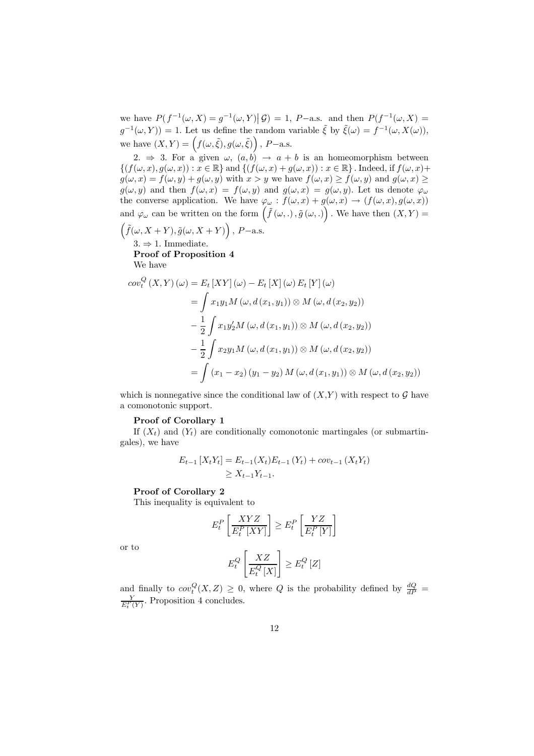we have $P(f^{-1}(\omega, X) = g^{-1}(\omega, Y) | \mathcal{G}) = 1$, $P-$a.s. and then $P(f^{-1}(\omega, X) = g^{-1}(\omega, Y)) = 1$. Let us define the random variable $\tilde{\xi}$ by $\tilde{\xi}(\omega) = f^{-1}(\omega, X(\omega))$, we have $(X, Y) = \left(f(\omega, \tilde{\xi}), g(\omega, \tilde{\xi})\right)$, $P-$a.s.

2. $\Rightarrow$ 3. For a given $\omega$, $(a, b) \to a + b$ is an homeomorphism between $\{(f(\omega, x), g(\omega, x)) : x \in \mathbb{R}\}$ and $\{(f(\omega, x) + g(\omega, x)) : x \in \mathbb{R}\}$. Indeed, if $f(\omega, x) + g(\omega, x) = f(\omega, y) + g(\omega, y)$ with $x > y$ we have $f(\omega, x) \geq f(\omega, y)$ and $g(\omega, x) \geq g(\omega, y)$ and then $f(\omega, x) = f(\omega, y)$ and $g(\omega, x) = g(\omega, y)$. Let us denote $\varphi_\omega$ the converse application. We have $\varphi_\omega : f(\omega, x) + g(\omega, x) \to (f(\omega, x), g(\omega, x))$ and $\varphi_\omega$ can be written on the form $\left(\tilde{f}(\omega, .), \tilde{g}(\omega, .)\right)$. We have then $(X, Y) = \left(\tilde{f}(\omega, X + Y), \tilde{g}(\omega, X + Y)\right)$, $P-$a.s.

3. $\Rightarrow$ 1. Immediate.

**Proof of Proposition 4**

We have

$$
\begin{aligned}
cov_t^Q(X, Y)(\omega) &= E_t[XY](\omega) - E_t[X](\omega) E_t[Y](\omega) \\
&= \int x_1 y_1 M(\omega, d(x_1, y_1)) \otimes M(\omega, d(x_2, y_2)) \\
&\quad - \frac{1}{2} \int x_1 y_2' M(\omega, d(x_1, y_1)) \otimes M(\omega, d(x_2, y_2)) \\
&\quad - \frac{1}{2} \int x_2 y_1 M(\omega, d(x_1, y_1)) \otimes M(\omega, d(x_2, y_2)) \\
&= \int (x_1 - x_2)(y_1 - y_2) M(\omega, d(x_1, y_1)) \otimes M(\omega, d(x_2, y_2))
\end{aligned}
$$

which is nonnegative since the conditional law of $(X,Y)$ with respect to $\mathcal{G}$ have a comonotonic support.

**Proof of Corollary 1**

If $(X_t)$ and $(Y_t)$ are conditionally comonotonic martingales (or submartingales), we have

$$
\begin{aligned}
E_{t-1}[X_t Y_t] &= E_{t-1}(X_t) E_{t-1}(Y_t) + cov_{t-1}(X_t Y_t) \\
&\geq X_{t-1} Y_{t-1}.
\end{aligned}
$$

**Proof of Corollary 2**

This inequality is equivalent to

$$
E_t^P\left[\frac{XYZ}{E_t^P[XY]}\right] \geq E_t^P\left[\frac{YZ}{E_t^P[Y]}\right]
$$

or to

$$
E_t^Q\left[\frac{XZ}{E_t^Q[X]}\right] \geq E_t^Q[Z]
$$

and finally to $cov_t^Q(X, Z) \geq 0$, where $Q$ is the probability defined by $\frac{dQ}{dP} = \frac{Y}{E_t^P(Y)}$. Proposition 4 concludes.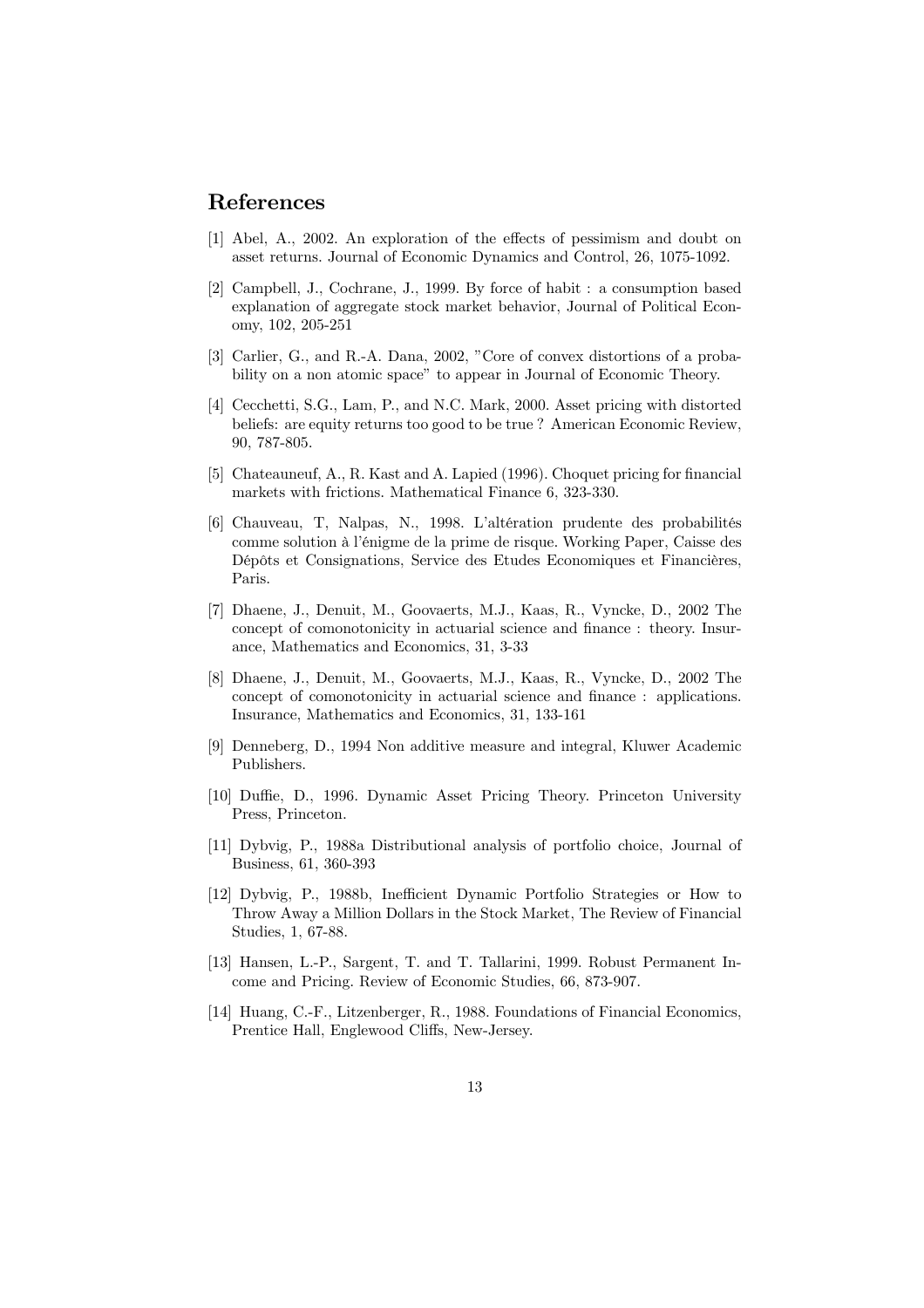## References

[1] Abel, A., 2002. An exploration of the effects of pessimism and doubt on asset returns. Journal of Economic Dynamics and Control, 26, 1075-1092.

[2] Campbell, J., Cochrane, J., 1999. By force of habit : a consumption based explanation of aggregate stock market behavior, Journal of Political Economy, 102, 205-251

[3] Carlier, G., and R.-A. Dana, 2002, "Core of convex distortions of a probability on a non atomic space" to appear in Journal of Economic Theory.

[4] Cecchetti, S.G., Lam, P., and N.C. Mark, 2000. Asset pricing with distorted beliefs: are equity returns too good to be true ? American Economic Review, 90, 787-805.

[5] Chateauneuf, A., R. Kast and A. Lapied (1996). Choquet pricing for financial markets with frictions. Mathematical Finance 6, 323-330.

[6] Chauveau, T, Nalpas, N., 1998. L'altération prudente des probabilités comme solution à l'énigme de la prime de risque. Working Paper, Caisse des Dépôts et Consignations, Service des Etudes Economiques et Financières, Paris.

[7] Dhaene, J., Denuit, M., Goovaerts, M.J., Kaas, R., Vyncke, D., 2002 The concept of comonotonicity in actuarial science and finance : theory. Insurance, Mathematics and Economics, 31, 3-33

[8] Dhaene, J., Denuit, M., Goovaerts, M.J., Kaas, R., Vyncke, D., 2002 The concept of comonotonicity in actuarial science and finance : applications. Insurance, Mathematics and Economics, 31, 133-161

[9] Denneberg, D., 1994 Non additive measure and integral, Kluwer Academic Publishers.

[10] Duffie, D., 1996. Dynamic Asset Pricing Theory. Princeton University Press, Princeton.

[11] Dybvig, P., 1988a Distributional analysis of portfolio choice, Journal of Business, 61, 360-393

[12] Dybvig, P., 1988b, Inefficient Dynamic Portfolio Strategies or How to Throw Away a Million Dollars in the Stock Market, The Review of Financial Studies, 1, 67-88.

[13] Hansen, L.-P., Sargent, T. and T. Tallarini, 1999. Robust Permanent Income and Pricing. Review of Economic Studies, 66, 873-907.

[14] Huang, C.-F., Litzenberger, R., 1988. Foundations of Financial Economics, Prentice Hall, Englewood Cliffs, New-Jersey.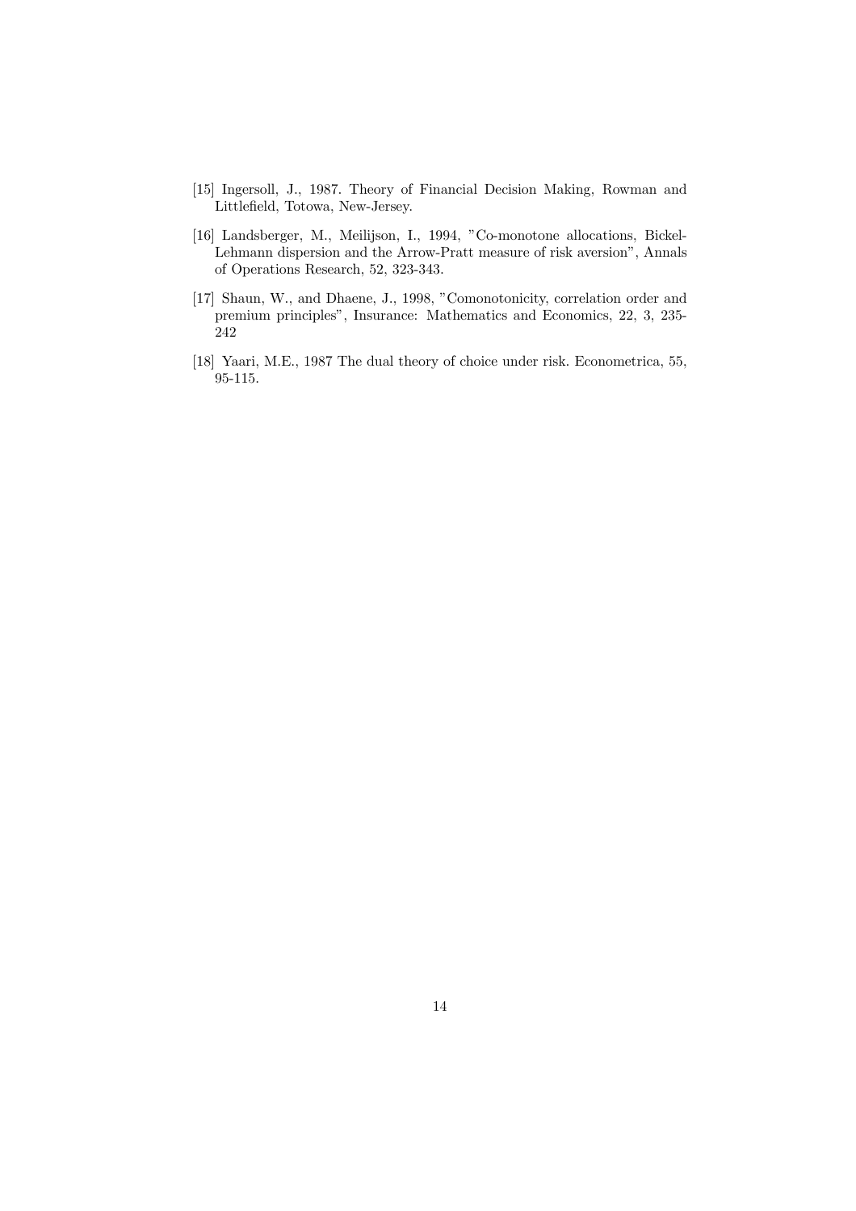[15] Ingersoll, J., 1987. Theory of Financial Decision Making, Rowman and Littlefield, Totowa, New-Jersey.

[16] Landsberger, M., Meilijson, I., 1994, "Co-monotone allocations, Bickel-Lehmann dispersion and the Arrow-Pratt measure of risk aversion", Annals of Operations Research, 52, 323-343.

[17] Shaun, W., and Dhaene, J., 1998, "Comonotonicity, correlation order and premium principles", Insurance: Mathematics and Economics, 22, 3, 235-242

[18] Yaari, M.E., 1987 The dual theory of choice under risk. Econometrica, 55, 95-115.